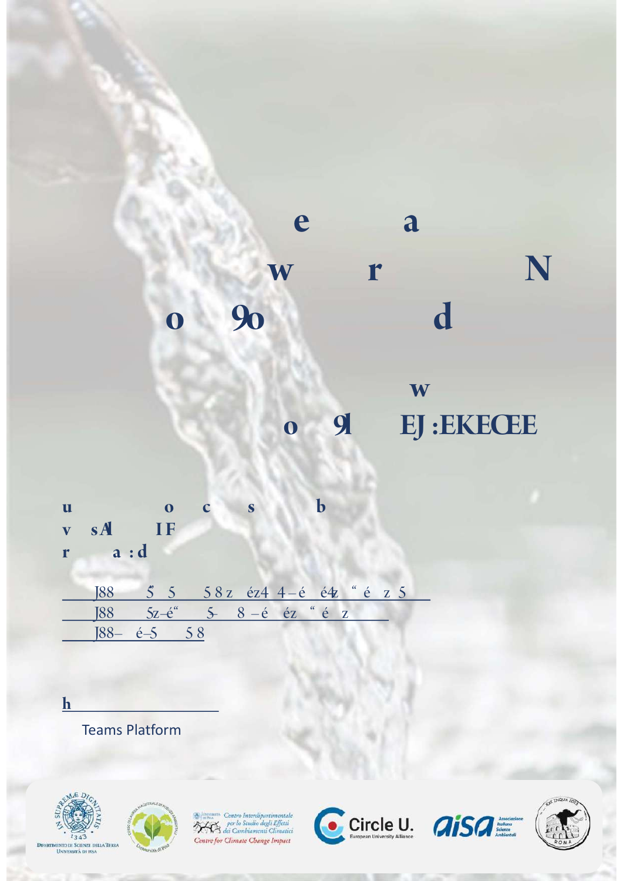Teams Platform

Dipartimento di Scienze della Terra
Università di Pisa

Centro Interdipartimentale per lo Studio degli Effetti dei Cambiamenti Climatici
Centre for Climate Change Impact

Circle U.
European University Alliance

aisa Associazione Italiana Scienze Ambientali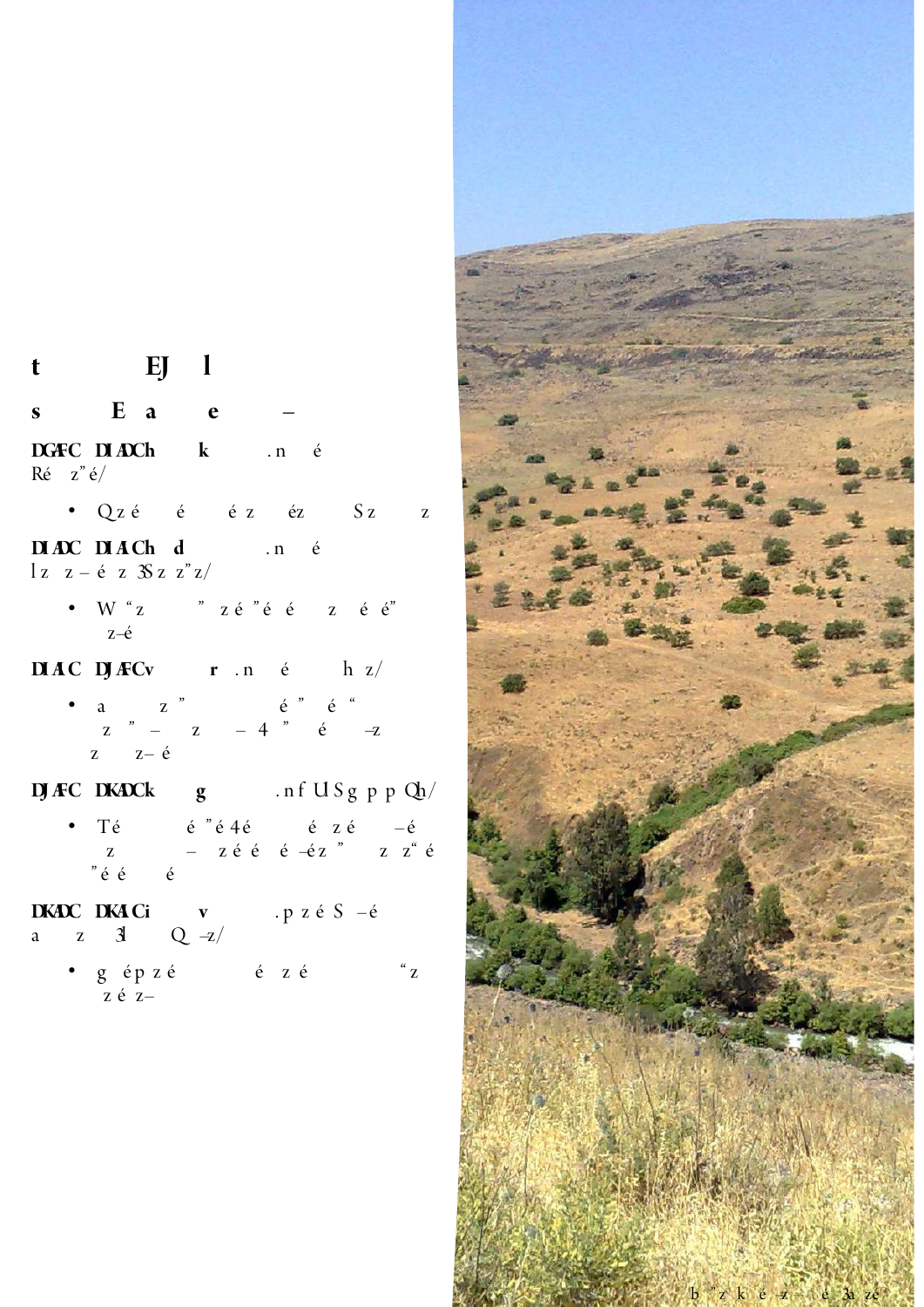# t EJ l

## s E a e –

**DGAFC DIADCh k** .n é
Ré z"é/

- Qzé é éz éz Sz z

**DIADC DIAICh d** .n é
lz z–é z 3Sz z"z/

- W "z " zé"é é z é é"
  z–é

**DIAIC DJAFCv r** .n é h z/

- a z " é " é "
  z " – z – 4 " é –z
  z z– é

**DJAFC DKADCk g** .nf USg p p Qh/

- Té é "é 4é é zé –é
  z – zé é é –éz " z z" é
  "é é é

**DKADC DKAICi v** .p zé S –é
a z 3 Q –z/

- g ép zé é zé "z
  zé z–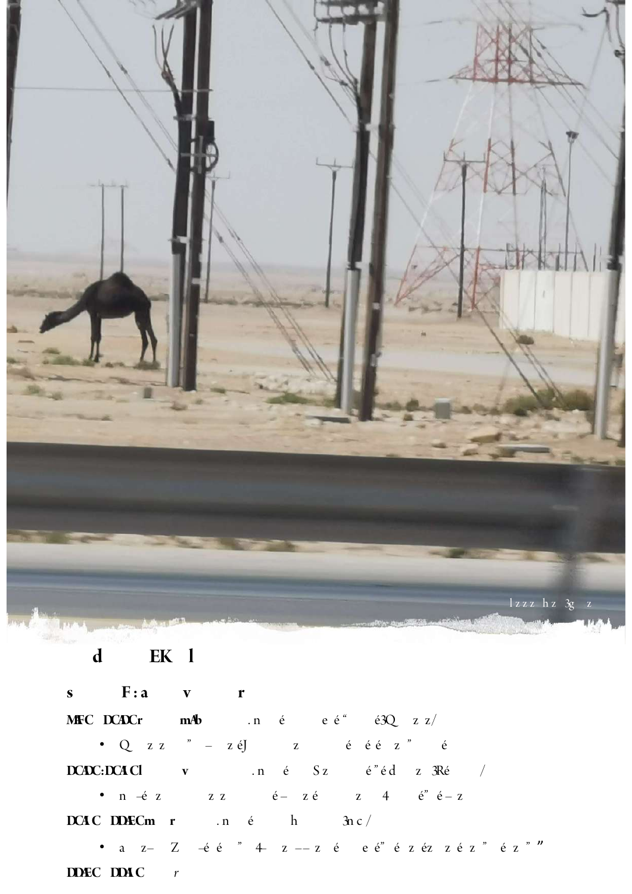lzzz hz 3g z

# d EK l

**s F:a v r**

**MFC DCADCr mAb** .n é e é“ é3Q z z/

- Q z z ” – z éJ z é é é z ” é

**DCADC:DCAICl v** .n é Sz é”éd z 3Ré /

- n –é z z z é– z é z 4 é” é– z

**DCAIC DDAECm r** .n é h 3n c /

- a z– Z –é é ” 4– z –– z é e é” é z éz z é z ” é z ” ”

**DDAEC DDAIC** *r*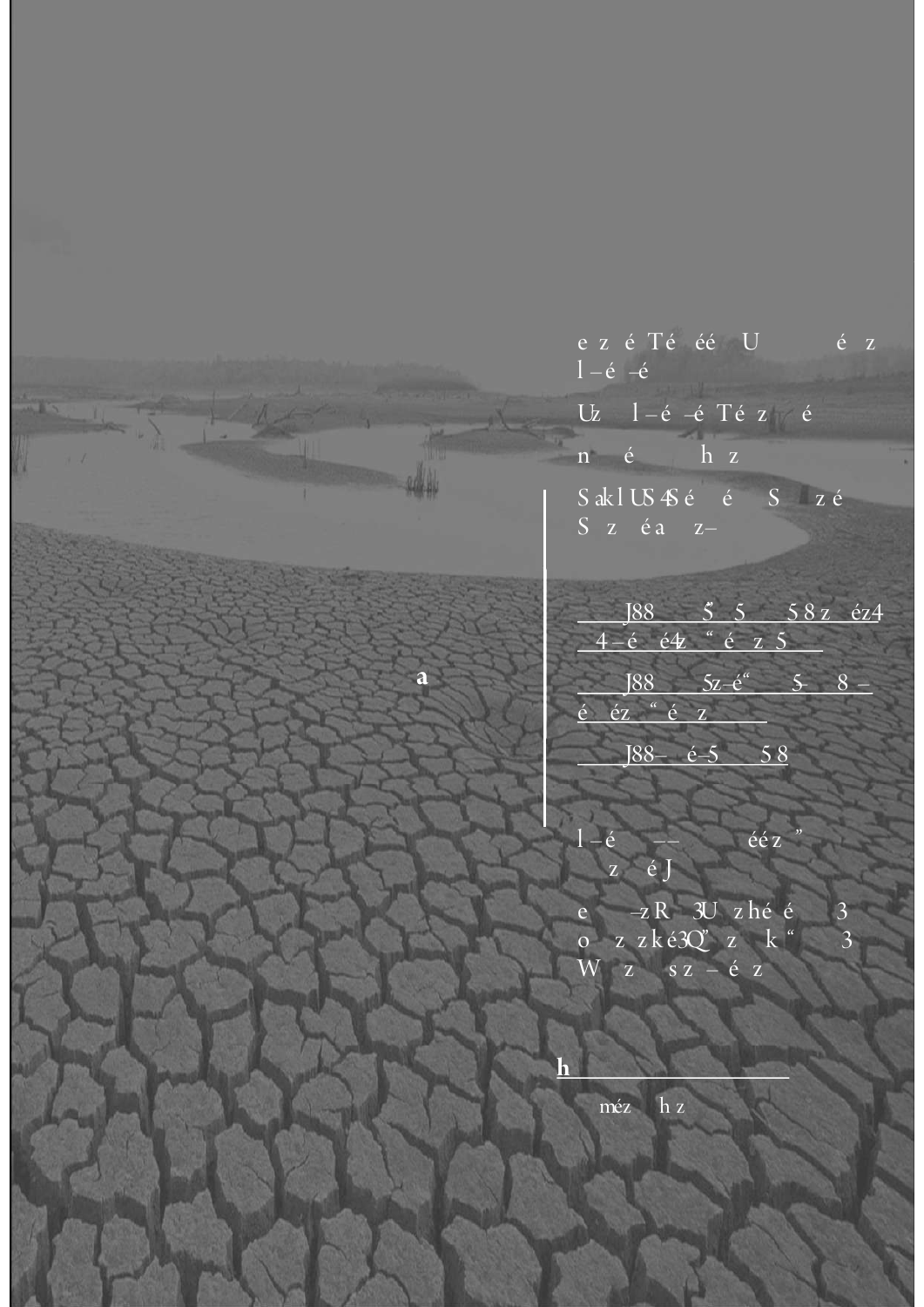e z é Té éé U é z
l – é –é

Uz l – é –é Té z é

n é h z

S akl US 4S é é S z é
S z é a z–

J88 5' 5 5 8 z éz4
4 – é é4z " é z 5

a

J88 5z–é" 5- 8 –
é éz " é z

J88– é–5 5 8

l – é – – éé z "
z é J

e –z R 3U z hé é 3
o z z ké3Q" z k " 3
W z s z – é z

h

méz h z